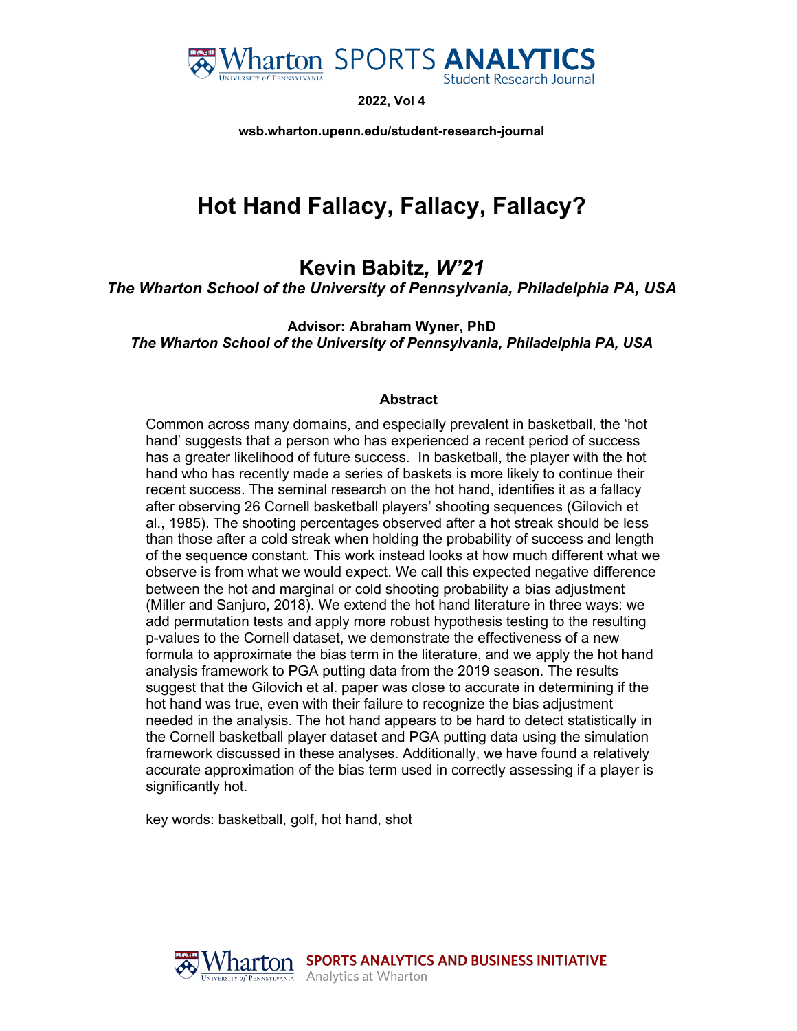2022, Vol 4

wsb.wharton.upenn.edu/student-research-journal

# Hot Hand Fallacy, Fallacy, Fallacy?

## Kevin Babitz*, W'21*

*The Wharton School of the University of Pennsylvania, Philadelphia PA, USA*

**Advisor: Abraham Wyner, PhD**

***The Wharton School of the University of Pennsylvania, Philadelphia PA, USA***

### Abstract

Common across many domains, and especially prevalent in basketball, the 'hot hand' suggests that a person who has experienced a recent period of success has a greater likelihood of future success. In basketball, the player with the hot hand who has recently made a series of baskets is more likely to continue their recent success. The seminal research on the hot hand, identifies it as a fallacy after observing 26 Cornell basketball players' shooting sequences (Gilovich et al., 1985). The shooting percentages observed after a hot streak should be less than those after a cold streak when holding the probability of success and length of the sequence constant. This work instead looks at how much different what we observe is from what we would expect. We call this expected negative difference between the hot and marginal or cold shooting probability a bias adjustment (Miller and Sanjuro, 2018). We extend the hot hand literature in three ways: we add permutation tests and apply more robust hypothesis testing to the resulting p-values to the Cornell dataset, we demonstrate the effectiveness of a new formula to approximate the bias term in the literature, and we apply the hot hand analysis framework to PGA putting data from the 2019 season. The results suggest that the Gilovich et al. paper was close to accurate in determining if the hot hand was true, even with their failure to recognize the bias adjustment needed in the analysis. The hot hand appears to be hard to detect statistically in the Cornell basketball player dataset and PGA putting data using the simulation framework discussed in these analyses. Additionally, we have found a relatively accurate approximation of the bias term used in correctly assessing if a player is significantly hot.

key words: basketball, golf, hot hand, shot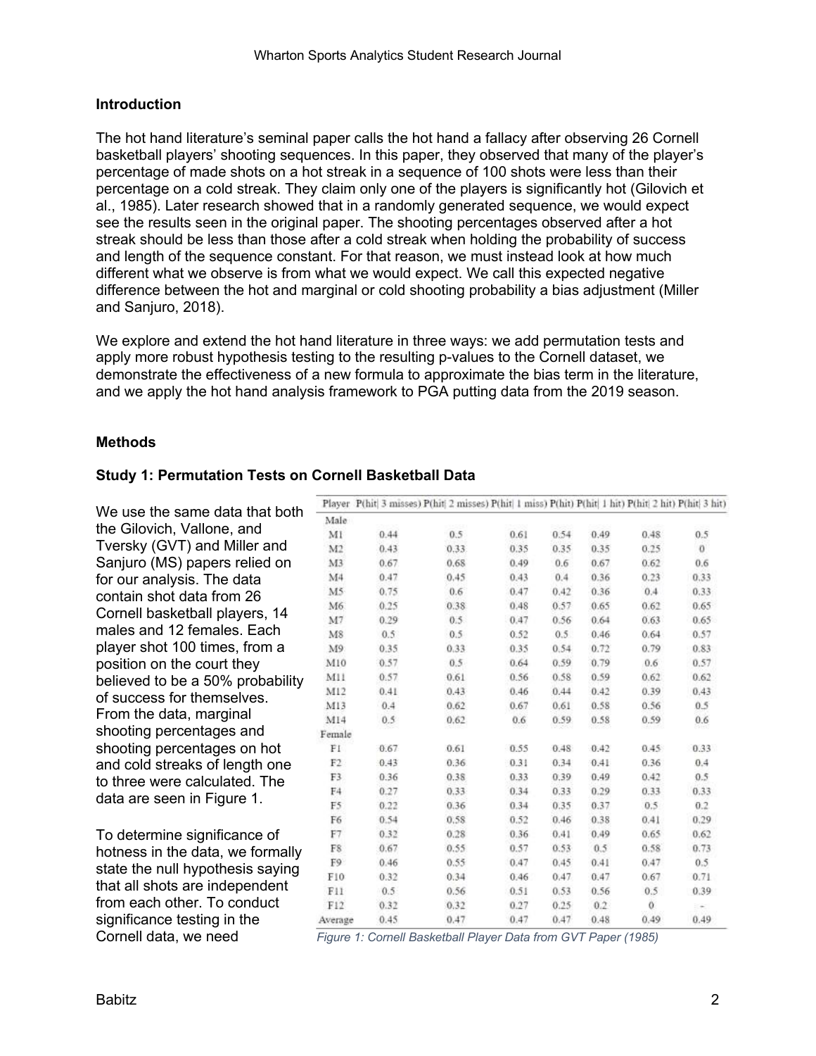### Introduction

The hot hand literature's seminal paper calls the hot hand a fallacy after observing 26 Cornell basketball players' shooting sequences. In this paper, they observed that many of the player's percentage of made shots on a hot streak in a sequence of 100 shots were less than their percentage on a cold streak. They claim only one of the players is significantly hot (Gilovich et al., 1985). Later research showed that in a randomly generated sequence, we would expect see the results seen in the original paper. The shooting percentages observed after a hot streak should be less than those after a cold streak when holding the probability of success and length of the sequence constant. For that reason, we must instead look at how much different what we observe is from what we would expect. We call this expected negative difference between the hot and marginal or cold shooting probability a bias adjustment (Miller and Sanjuro, 2018).

We explore and extend the hot hand literature in three ways: we add permutation tests and apply more robust hypothesis testing to the resulting p-values to the Cornell dataset, we demonstrate the effectiveness of a new formula to approximate the bias term in the literature, and we apply the hot hand analysis framework to PGA putting data from the 2019 season.

### Methods

#### Study 1: Permutation Tests on Cornell Basketball Data

We use the same data that both the Gilovich, Vallone, and Tversky (GVT) and Miller and Sanjuro (MS) papers relied on for our analysis. The data contain shot data from 26 Cornell basketball players, 14 males and 12 females. Each player shot 100 times, from a position on the court they believed to be a 50% probability of success for themselves. From the data, marginal shooting percentages and shooting percentages on hot and cold streaks of length one to three were calculated. The data are seen in Figure 1.

| Player | P(hit\| 3 misses) | P(hit\| 2 misses) | P(hit\| 1 miss) | P(hit) | P(hit\| 1 hit) | P(hit\| 2 hit) | P(hit\| 3 hit) |
|---|---|---|---|---|---|---|---|
| Male | | | | | | | |
| M1 | 0.44 | 0.5 | 0.61 | 0.54 | 0.49 | 0.48 | 0.5 |
| M2 | 0.43 | 0.33 | 0.35 | 0.35 | 0.35 | 0.25 | 0 |
| M3 | 0.67 | 0.68 | 0.49 | 0.6 | 0.67 | 0.62 | 0.6 |
| M4 | 0.47 | 0.45 | 0.43 | 0.4 | 0.36 | 0.23 | 0.33 |
| M5 | 0.75 | 0.6 | 0.47 | 0.42 | 0.36 | 0.4 | 0.33 |
| M6 | 0.25 | 0.38 | 0.48 | 0.57 | 0.65 | 0.62 | 0.65 |
| M7 | 0.29 | 0.5 | 0.47 | 0.56 | 0.64 | 0.63 | 0.65 |
| M8 | 0.5 | 0.5 | 0.52 | 0.5 | 0.46 | 0.64 | 0.57 |
| M9 | 0.35 | 0.33 | 0.35 | 0.54 | 0.72 | 0.79 | 0.83 |
| M10 | 0.57 | 0.5 | 0.64 | 0.59 | 0.79 | 0.6 | 0.57 |
| M11 | 0.57 | 0.61 | 0.56 | 0.58 | 0.59 | 0.62 | 0.62 |
| M12 | 0.41 | 0.43 | 0.46 | 0.44 | 0.42 | 0.39 | 0.43 |
| M13 | 0.4 | 0.62 | 0.67 | 0.61 | 0.58 | 0.56 | 0.5 |
| M14 | 0.5 | 0.62 | 0.6 | 0.59 | 0.58 | 0.59 | 0.6 |
| Female | | | | | | | |
| F1 | 0.67 | 0.61 | 0.55 | 0.48 | 0.42 | 0.45 | 0.33 |
| F2 | 0.43 | 0.36 | 0.31 | 0.34 | 0.41 | 0.36 | 0.4 |
| F3 | 0.36 | 0.38 | 0.33 | 0.39 | 0.49 | 0.42 | 0.5 |
| F4 | 0.27 | 0.33 | 0.34 | 0.33 | 0.29 | 0.33 | 0.33 |
| F5 | 0.22 | 0.36 | 0.34 | 0.35 | 0.37 | 0.5 | 0.2 |
| F6 | 0.54 | 0.58 | 0.52 | 0.46 | 0.38 | 0.41 | 0.29 |
| F7 | 0.32 | 0.28 | 0.36 | 0.41 | 0.49 | 0.65 | 0.62 |
| F8 | 0.67 | 0.55 | 0.57 | 0.53 | 0.5 | 0.58 | 0.73 |
| F9 | 0.46 | 0.55 | 0.47 | 0.45 | 0.41 | 0.47 | 0.5 |
| F10 | 0.32 | 0.34 | 0.46 | 0.47 | 0.47 | 0.67 | 0.71 |
| F11 | 0.5 | 0.56 | 0.51 | 0.53 | 0.56 | 0.5 | 0.39 |
| F12 | 0.32 | 0.32 | 0.27 | 0.25 | 0.2 | 0 | - |
| Average | 0.45 | 0.47 | 0.47 | 0.47 | 0.48 | 0.49 | 0.49 |

*Figure 1: Cornell Basketball Player Data from GVT Paper (1985)*

To determine significance of hotness in the data, we formally state the null hypothesis saying that all shots are independent from each other. To conduct significance testing in the Cornell data, we need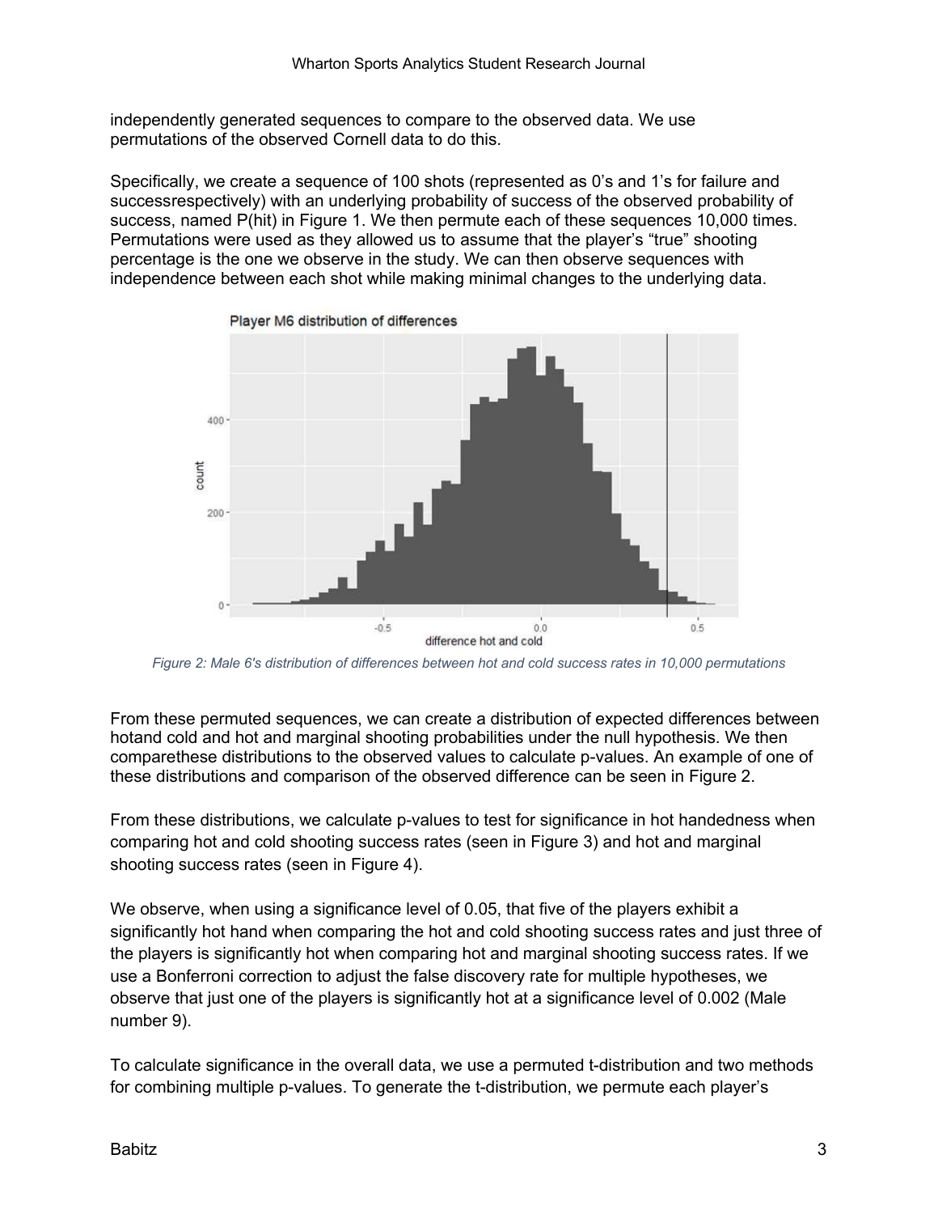independently generated sequences to compare to the observed data. We use permutations of the observed Cornell data to do this.

Specifically, we create a sequence of 100 shots (represented as 0's and 1's for failure and successrespectively) with an underlying probability of success of the observed probability of success, named P(hit) in Figure 1. We then permute each of these sequences 10,000 times. Permutations were used as they allowed us to assume that the player's "true" shooting percentage is the one we observe in the study. We can then observe sequences with independence between each shot while making minimal changes to the underlying data.

*Figure 2: Male 6's distribution of differences between hot and cold success rates in 10,000 permutations*

From these permuted sequences, we can create a distribution of expected differences between hotand cold and hot and marginal shooting probabilities under the null hypothesis. We then comparethese distributions to the observed values to calculate p-values. An example of one of these distributions and comparison of the observed difference can be seen in Figure 2.

From these distributions, we calculate p-values to test for significance in hot handedness when comparing hot and cold shooting success rates (seen in Figure 3) and hot and marginal shooting success rates (seen in Figure 4).

We observe, when using a significance level of 0.05, that five of the players exhibit a significantly hot hand when comparing the hot and cold shooting success rates and just three of the players is significantly hot when comparing hot and marginal shooting success rates. If we use a Bonferroni correction to adjust the false discovery rate for multiple hypotheses, we observe that just one of the players is significantly hot at a significance level of 0.002 (Male number 9).

To calculate significance in the overall data, we use a permuted t-distribution and two methods for combining multiple p-values. To generate the t-distribution, we permute each player's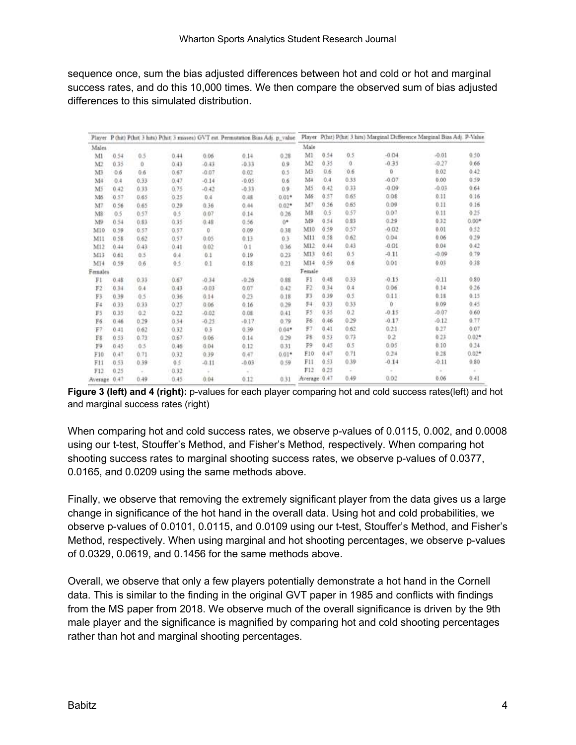sequence once, sum the bias adjusted differences between hot and cold or hot and marginal success rates, and do this 10,000 times. We then compare the observed sum of bias adjusted differences to this simulated distribution.

| Player | P(hit) | P(hit\| 3 hits) | P(hit\| 3 misses) | GVT est. | Permutation Bias Adj. | p_value |
|---|---|---|---|---|---|---|
| Males | | | | | | |
| M1 | 0.54 | 0.5 | 0.44 | 0.06 | 0.14 | 0.28 |
| M2 | 0.35 | 0 | 0.43 | -0.43 | -0.33 | 0.9 |
| M3 | 0.6 | 0.6 | 0.67 | -0.07 | 0.02 | 0.5 |
| M4 | 0.4 | 0.33 | 0.47 | -0.14 | -0.05 | 0.6 |
| M5 | 0.42 | 0.33 | 0.75 | -0.42 | -0.33 | 0.9 |
| M6 | 0.57 | 0.65 | 0.25 | 0.4 | 0.48 | 0.01* |
| M7 | 0.56 | 0.65 | 0.29 | 0.36 | 0.44 | 0.02* |
| M8 | 0.5 | 0.57 | 0.5 | 0.07 | 0.14 | 0.26 |
| M9 | 0.54 | 0.83 | 0.35 | 0.48 | 0.56 | 0* |
| M10 | 0.59 | 0.57 | 0.57 | 0 | 0.09 | 0.38 |
| M11 | 0.58 | 0.62 | 0.57 | 0.05 | 0.13 | 0.3 |
| M12 | 0.44 | 0.43 | 0.41 | 0.02 | 0.1 | 0.36 |
| M13 | 0.61 | 0.5 | 0.4 | 0.1 | 0.19 | 0.23 |
| M14 | 0.59 | 0.6 | 0.5 | 0.1 | 0.18 | 0.21 |
| Females | | | | | | |
| F1 | 0.48 | 0.33 | 0.67 | -0.34 | -0.26 | 0.88 |
| F2 | 0.34 | 0.4 | 0.43 | -0.03 | 0.07 | 0.42 |
| F3 | 0.39 | 0.5 | 0.36 | 0.14 | 0.23 | 0.18 |
| F4 | 0.33 | 0.33 | 0.27 | 0.06 | 0.16 | 0.29 |
| F5 | 0.35 | 0.2 | 0.22 | -0.02 | 0.08 | 0.41 |
| F6 | 0.46 | 0.29 | 0.54 | -0.25 | -0.17 | 0.79 |
| F7 | 0.41 | 0.62 | 0.32 | 0.3 | 0.39 | 0.04* |
| F8 | 0.53 | 0.73 | 0.67 | 0.06 | 0.14 | 0.29 |
| F9 | 0.45 | 0.5 | 0.46 | 0.04 | 0.12 | 0.31 |
| F10 | 0.47 | 0.71 | 0.32 | 0.39 | 0.47 | 0.01* |
| F11 | 0.53 | 0.39 | 0.5 | -0.11 | -0.03 | 0.59 |
| F12 | 0.25 | - | 0.32 | - | - | |
| Average | 0.47 | 0.49 | 0.45 | 0.04 | 0.12 | 0.31 |

| Player | P(hit) | P(hit\| 3 hits) | Marginal Difference | Marginal Bias Adj. | P-Value |
|---|---|---|---|---|---|
| Male | | | | | |
| M1 | 0.54 | 0.5 | -0.04 | -0.01 | 0.50 |
| M2 | 0.35 | 0 | -0.35 | -0.27 | 0.66 |
| M3 | 0.6 | 0.6 | 0 | 0.02 | 0.42 |
| M4 | 0.4 | 0.33 | -0.07 | 0.00 | 0.59 |
| M5 | 0.42 | 0.33 | -0.09 | -0.03 | 0.64 |
| M6 | 0.57 | 0.65 | 0.08 | 0.11 | 0.16 |
| M7 | 0.56 | 0.65 | 0.09 | 0.11 | 0.16 |
| M8 | 0.5 | 0.57 | 0.07 | 0.11 | 0.25 |
| M9 | 0.54 | 0.83 | 0.29 | 0.32 | 0.00* |
| M10 | 0.59 | 0.57 | -0.02 | 0.01 | 0.52 |
| M11 | 0.58 | 0.62 | 0.04 | 0.06 | 0.29 |
| M12 | 0.44 | 0.43 | -0.01 | 0.04 | 0.42 |
| M13 | 0.61 | 0.5 | -0.11 | -0.09 | 0.79 |
| M14 | 0.59 | 0.6 | 0.01 | 0.03 | 0.38 |
| Female | | | | | |
| F1 | 0.48 | 0.33 | -0.15 | -0.11 | 0.80 |
| F2 | 0.34 | 0.4 | 0.06 | 0.14 | 0.26 |
| F3 | 0.39 | 0.5 | 0.11 | 0.18 | 0.15 |
| F4 | 0.33 | 0.33 | 0 | 0.09 | 0.45 |
| F5 | 0.35 | 0.2 | -0.15 | -0.07 | 0.60 |
| F6 | 0.46 | 0.29 | -0.17 | -0.12 | 0.77 |
| F7 | 0.41 | 0.62 | 0.21 | 0.27 | 0.07 |
| F8 | 0.53 | 0.73 | 0.2 | 0.23 | 0.02* |
| F9 | 0.45 | 0.5 | 0.05 | 0.10 | 0.24 |
| F10 | 0.47 | 0.71 | 0.24 | 0.28 | 0.02* |
| F11 | 0.53 | 0.39 | -0.14 | -0.11 | 0.80 |
| F12 | 0.25 | - | - | - | - |
| Average | 0.47 | 0.49 | 0.02 | 0.06 | 0.41 |

**Figure 3 (left) and 4 (right):** p-values for each player comparing hot and cold success rates(left) and hot and marginal success rates (right)

When comparing hot and cold success rates, we observe p-values of 0.0115, 0.002, and 0.0008 using our t-test, Stouffer's Method, and Fisher's Method, respectively. When comparing hot shooting success rates to marginal shooting success rates, we observe p-values of 0.0377, 0.0165, and 0.0209 using the same methods above.

Finally, we observe that removing the extremely significant player from the data gives us a large change in significance of the hot hand in the overall data. Using hot and cold probabilities, we observe p-values of 0.0101, 0.0115, and 0.0109 using our t-test, Stouffer's Method, and Fisher's Method, respectively. When using marginal and hot shooting percentages, we observe p-values of 0.0329, 0.0619, and 0.1456 for the same methods above.

Overall, we observe that only a few players potentially demonstrate a hot hand in the Cornell data. This is similar to the finding in the original GVT paper in 1985 and conflicts with findings from the MS paper from 2018. We observe much of the overall significance is driven by the 9th male player and the significance is magnified by comparing hot and cold shooting percentages rather than hot and marginal shooting percentages.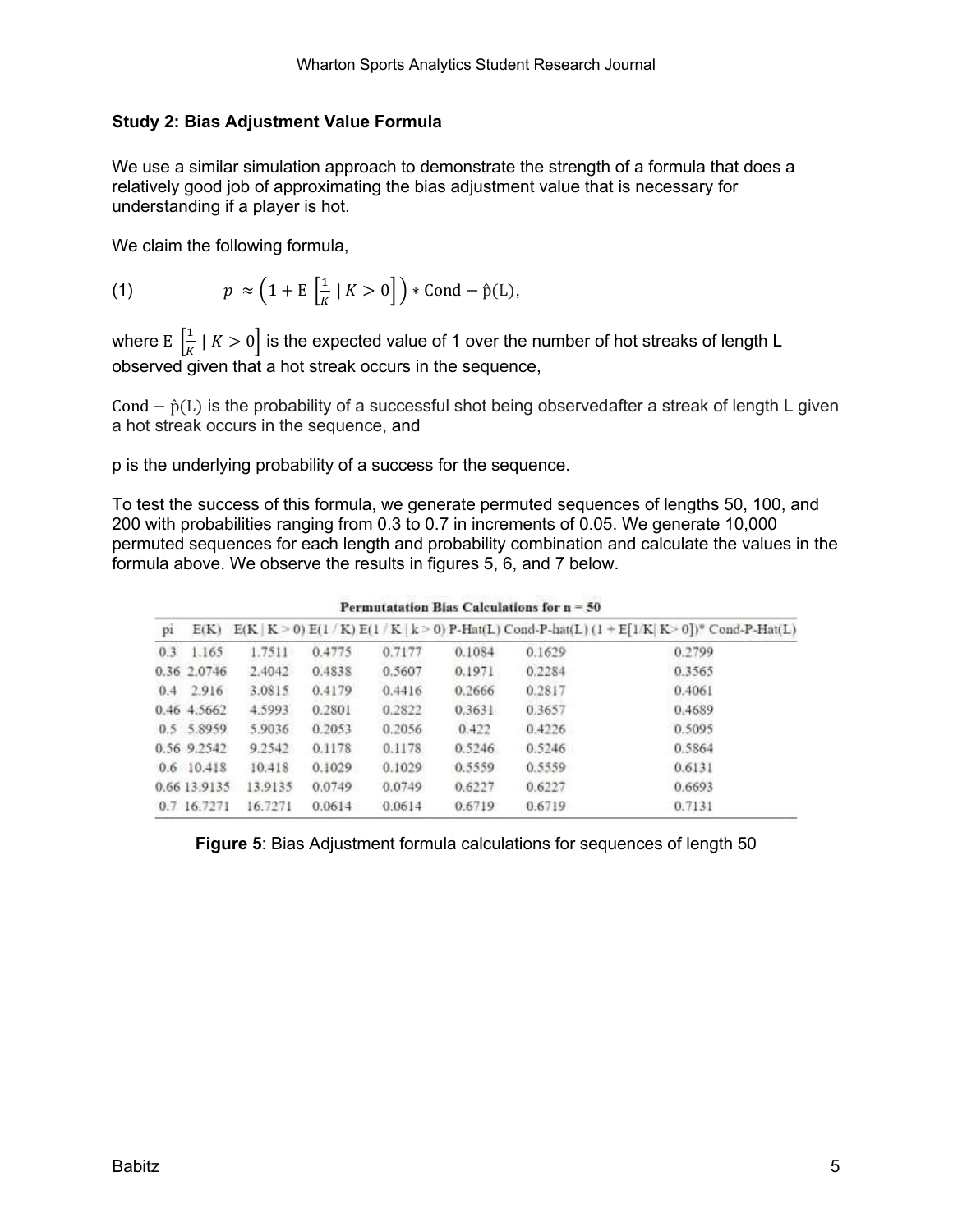### Study 2: Bias Adjustment Value Formula

We use a similar simulation approach to demonstrate the strength of a formula that does a relatively good job of approximating the bias adjustment value that is necessary for understanding if a player is hot.

We claim the following formula,

$$p \approx \left(1 + \mathrm{E}\left[\frac{1}{K} \mid K > 0\right]\right) * \mathrm{Cond} - \hat{\mathrm{p}}(\mathrm{L}), \tag{1}$$

where $\mathrm{E}\left[\frac{1}{K} \mid K > 0\right]$ is the expected value of 1 over the number of hot streaks of length L observed given that a hot streak occurs in the sequence,

$\mathrm{Cond} - \hat{\mathrm{p}}(\mathrm{L})$ is the probability of a successful shot being observedafter a streak of length L given a hot streak occurs in the sequence, and

p is the underlying probability of a success for the sequence.

To test the success of this formula, we generate permuted sequences of lengths 50, 100, and 200 with probabilities ranging from 0.3 to 0.7 in increments of 0.05. We generate 10,000 permuted sequences for each length and probability combination and calculate the values in the formula above. We observe the results in figures 5, 6, and 7 below.

**Permutatation Bias Calculations for n = 50**

| pi | E(K) | E(K \| K > 0) | E(1 / K) | E(1 / K \| k > 0) | P-Hat(L) | Cond-P-hat(L) | (1 + E[1/K\| K> 0])* Cond-P-Hat(L) |
|---|---|---|---|---|---|---|---|
| 0.3 | 1.165 | 1.7511 | 0.4775 | 0.7177 | 0.1084 | 0.1629 | 0.2799 |
| 0.36 | 2.0746 | 2.4042 | 0.4838 | 0.5607 | 0.1971 | 0.2284 | 0.3565 |
| 0.4 | 2.916 | 3.0815 | 0.4179 | 0.4416 | 0.2666 | 0.2817 | 0.4061 |
| 0.46 | 4.5662 | 4.5993 | 0.2801 | 0.2822 | 0.3631 | 0.3657 | 0.4689 |
| 0.5 | 5.8959 | 5.9036 | 0.2053 | 0.2056 | 0.422 | 0.4226 | 0.5095 |
| 0.56 | 9.2542 | 9.2542 | 0.1178 | 0.1178 | 0.5246 | 0.5246 | 0.5864 |
| 0.6 | 10.418 | 10.418 | 0.1029 | 0.1029 | 0.5559 | 0.5559 | 0.6131 |
| 0.66 | 13.9135 | 13.9135 | 0.0749 | 0.0749 | 0.6227 | 0.6227 | 0.6693 |
| 0.7 | 16.7271 | 16.7271 | 0.0614 | 0.0614 | 0.6719 | 0.6719 | 0.7131 |

**Figure 5**: Bias Adjustment formula calculations for sequences of length 50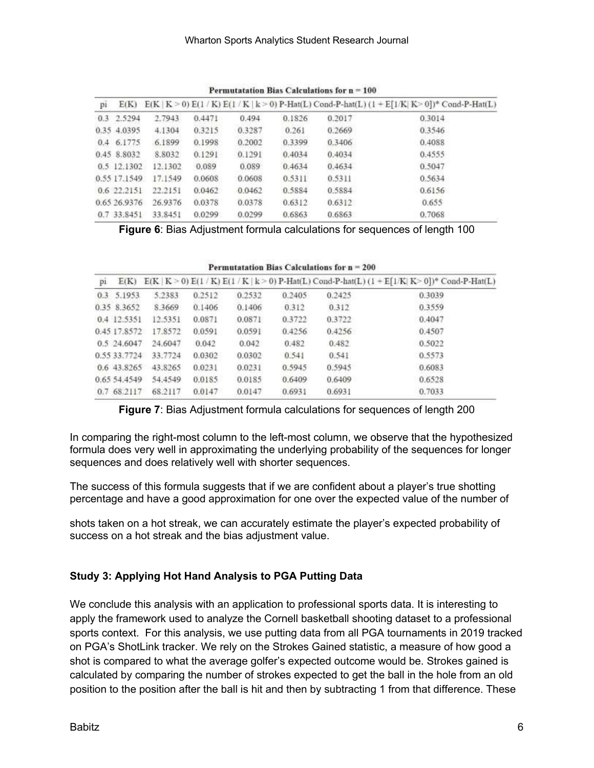**Permutatation Bias Calculations for n = 100**

| pi | E(K) | E(K \| K > 0) | E(1 / K) | E(1 / K \| k > 0) | P-Hat(L) | Cond-P-hat(L) | (1 + E[1/K\| K> 0])* Cond-P-Hat(L) |
|---|---|---|---|---|---|---|---|
| 0.3 | 2.5294 | 2.7943 | 0.4471 | 0.494 | 0.1826 | 0.2017 | 0.3014 |
| 0.35 | 4.0395 | 4.1304 | 0.3215 | 0.3287 | 0.261 | 0.2669 | 0.3546 |
| 0.4 | 6.1775 | 6.1899 | 0.1998 | 0.2002 | 0.3399 | 0.3406 | 0.4088 |
| 0.45 | 8.8032 | 8.8032 | 0.1291 | 0.1291 | 0.4034 | 0.4034 | 0.4555 |
| 0.5 | 12.1302 | 12.1302 | 0.089 | 0.089 | 0.4634 | 0.4634 | 0.5047 |
| 0.55 | 17.1549 | 17.1549 | 0.0608 | 0.0608 | 0.5311 | 0.5311 | 0.5634 |
| 0.6 | 22.2151 | 22.2151 | 0.0462 | 0.0462 | 0.5884 | 0.5884 | 0.6156 |
| 0.65 | 26.9376 | 26.9376 | 0.0378 | 0.0378 | 0.6312 | 0.6312 | 0.655 |
| 0.7 | 33.8451 | 33.8451 | 0.0299 | 0.0299 | 0.6863 | 0.6863 | 0.7068 |

**Figure 6**: Bias Adjustment formula calculations for sequences of length 100

**Permutatation Bias Calculations for n = 200**

| pi | E(K) | E(K \| K > 0) | E(1 / K) | E(1 / K \| k > 0) | P-Hat(L) | Cond-P-hat(L) | (1 + E[1/K\| K> 0])* Cond-P-Hat(L) |
|---|---|---|---|---|---|---|---|
| 0.3 | 5.1953 | 5.2383 | 0.2512 | 0.2532 | 0.2405 | 0.2425 | 0.3039 |
| 0.35 | 8.3652 | 8.3669 | 0.1406 | 0.1406 | 0.312 | 0.312 | 0.3559 |
| 0.4 | 12.5351 | 12.5351 | 0.0871 | 0.0871 | 0.3722 | 0.3722 | 0.4047 |
| 0.45 | 17.8572 | 17.8572 | 0.0591 | 0.0591 | 0.4256 | 0.4256 | 0.4507 |
| 0.5 | 24.6047 | 24.6047 | 0.042 | 0.042 | 0.482 | 0.482 | 0.5022 |
| 0.55 | 33.7724 | 33.7724 | 0.0302 | 0.0302 | 0.541 | 0.541 | 0.5573 |
| 0.6 | 43.8265 | 43.8265 | 0.0231 | 0.0231 | 0.5945 | 0.5945 | 0.6083 |
| 0.65 | 54.4549 | 54.4549 | 0.0185 | 0.0185 | 0.6409 | 0.6409 | 0.6528 |
| 0.7 | 68.2117 | 68.2117 | 0.0147 | 0.0147 | 0.6931 | 0.6931 | 0.7033 |

**Figure 7**: Bias Adjustment formula calculations for sequences of length 200

In comparing the right-most column to the left-most column, we observe that the hypothesized formula does very well in approximating the underlying probability of the sequences for longer sequences and does relatively well with shorter sequences.

The success of this formula suggests that if we are confident about a player's true shotting percentage and have a good approximation for one over the expected value of the number of shots taken on a hot streak, we can accurately estimate the player's expected probability of success on a hot streak and the bias adjustment value.

**Study 3: Applying Hot Hand Analysis to PGA Putting Data**

We conclude this analysis with an application to professional sports data. It is interesting to apply the framework used to analyze the Cornell basketball shooting dataset to a professional sports context. For this analysis, we use putting data from all PGA tournaments in 2019 tracked on PGA's ShotLink tracker. We rely on the Strokes Gained statistic, a measure of how good a shot is compared to what the average golfer's expected outcome would be. Strokes gained is calculated by comparing the number of strokes expected to get the ball in the hole from an old position to the position after the ball is hit and then by subtracting 1 from that difference. These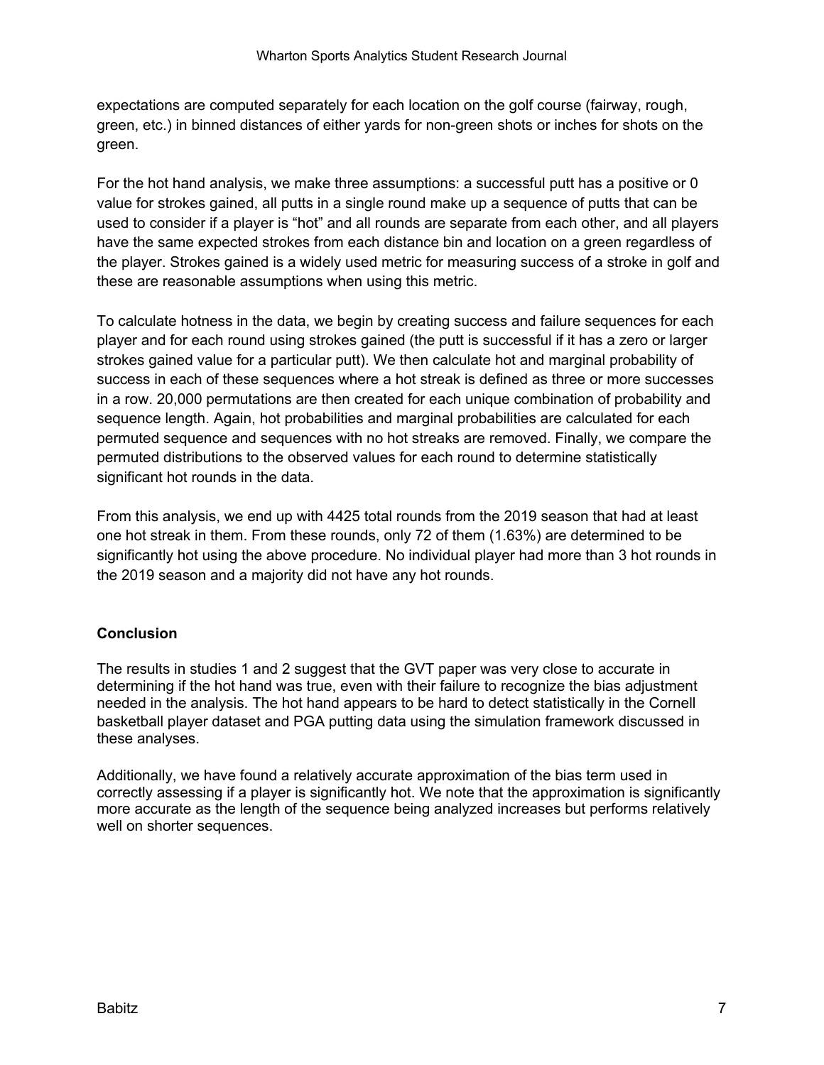expectations are computed separately for each location on the golf course (fairway, rough, green, etc.) in binned distances of either yards for non-green shots or inches for shots on the green.

For the hot hand analysis, we make three assumptions: a successful putt has a positive or 0 value for strokes gained, all putts in a single round make up a sequence of putts that can be used to consider if a player is "hot" and all rounds are separate from each other, and all players have the same expected strokes from each distance bin and location on a green regardless of the player. Strokes gained is a widely used metric for measuring success of a stroke in golf and these are reasonable assumptions when using this metric.

To calculate hotness in the data, we begin by creating success and failure sequences for each player and for each round using strokes gained (the putt is successful if it has a zero or larger strokes gained value for a particular putt). We then calculate hot and marginal probability of success in each of these sequences where a hot streak is defined as three or more successes in a row. 20,000 permutations are then created for each unique combination of probability and sequence length. Again, hot probabilities and marginal probabilities are calculated for each permuted sequence and sequences with no hot streaks are removed. Finally, we compare the permuted distributions to the observed values for each round to determine statistically significant hot rounds in the data.

From this analysis, we end up with 4425 total rounds from the 2019 season that had at least one hot streak in them. From these rounds, only 72 of them (1.63%) are determined to be significantly hot using the above procedure. No individual player had more than 3 hot rounds in the 2019 season and a majority did not have any hot rounds.

## Conclusion

The results in studies 1 and 2 suggest that the GVT paper was very close to accurate in determining if the hot hand was true, even with their failure to recognize the bias adjustment needed in the analysis. The hot hand appears to be hard to detect statistically in the Cornell basketball player dataset and PGA putting data using the simulation framework discussed in these analyses.

Additionally, we have found a relatively accurate approximation of the bias term used in correctly assessing if a player is significantly hot. We note that the approximation is significantly more accurate as the length of the sequence being analyzed increases but performs relatively well on shorter sequences.